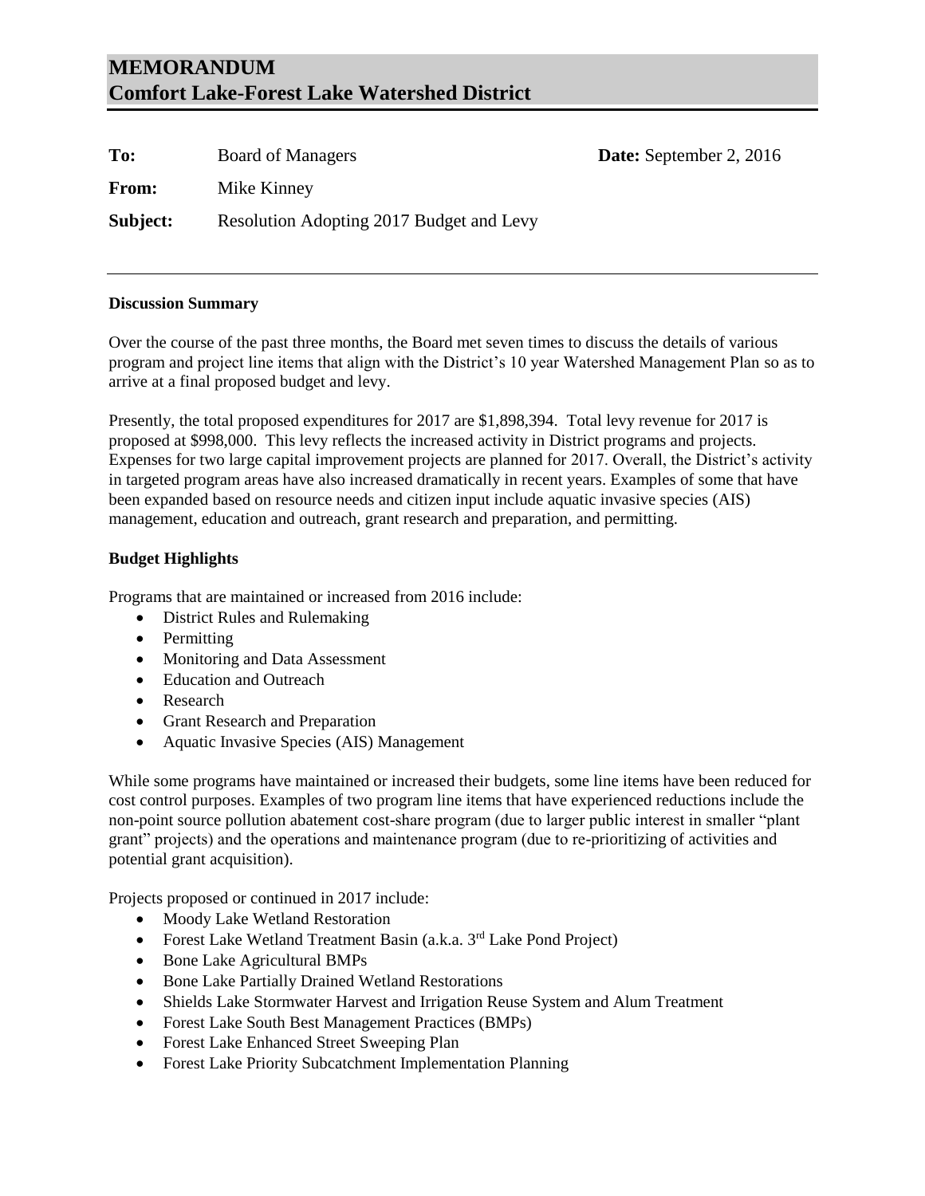# MEMORANDUM
# Comfort Lake-Forest Lake Watershed District

**To:** Board of Managers **Date:** September 2, 2016

**From:** Mike Kinney

**Subject:** Resolution Adopting 2017 Budget and Levy

---

**Discussion Summary**

Over the course of the past three months, the Board met seven times to discuss the details of various program and project line items that align with the District's 10 year Watershed Management Plan so as to arrive at a final proposed budget and levy.

Presently, the total proposed expenditures for 2017 are $1,898,394. Total levy revenue for 2017 is proposed at $998,000. This levy reflects the increased activity in District programs and projects. Expenses for two large capital improvement projects are planned for 2017. Overall, the District's activity in targeted program areas have also increased dramatically in recent years. Examples of some that have been expanded based on resource needs and citizen input include aquatic invasive species (AIS) management, education and outreach, grant research and preparation, and permitting.

**Budget Highlights**

Programs that are maintained or increased from 2016 include:

- District Rules and Rulemaking
- Permitting
- Monitoring and Data Assessment
- Education and Outreach
- Research
- Grant Research and Preparation
- Aquatic Invasive Species (AIS) Management

While some programs have maintained or increased their budgets, some line items have been reduced for cost control purposes. Examples of two program line items that have experienced reductions include the non-point source pollution abatement cost-share program (due to larger public interest in smaller "plant grant" projects) and the operations and maintenance program (due to re-prioritizing of activities and potential grant acquisition).

Projects proposed or continued in 2017 include:

- Moody Lake Wetland Restoration
- Forest Lake Wetland Treatment Basin (a.k.a. 3rd Lake Pond Project)
- Bone Lake Agricultural BMPs
- Bone Lake Partially Drained Wetland Restorations
- Shields Lake Stormwater Harvest and Irrigation Reuse System and Alum Treatment
- Forest Lake South Best Management Practices (BMPs)
- Forest Lake Enhanced Street Sweeping Plan
- Forest Lake Priority Subcatchment Implementation Planning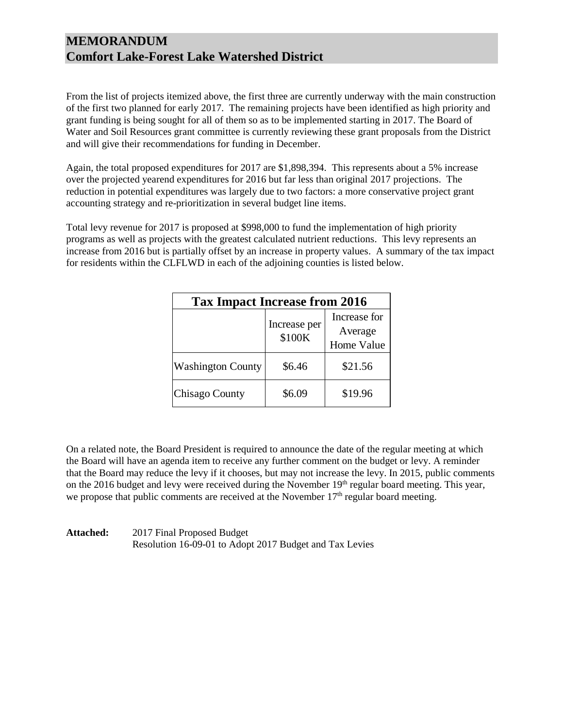# MEMORANDUM
# Comfort Lake-Forest Lake Watershed District

From the list of projects itemized above, the first three are currently underway with the main construction of the first two planned for early 2017. The remaining projects have been identified as high priority and grant funding is being sought for all of them so as to be implemented starting in 2017. The Board of Water and Soil Resources grant committee is currently reviewing these grant proposals from the District and will give their recommendations for funding in December.

Again, the total proposed expenditures for 2017 are $1,898,394. This represents about a 5% increase over the projected yearend expenditures for 2016 but far less than original 2017 projections. The reduction in potential expenditures was largely due to two factors: a more conservative project grant accounting strategy and re-prioritization in several budget line items.

Total levy revenue for 2017 is proposed at $998,000 to fund the implementation of high priority programs as well as projects with the greatest calculated nutrient reductions. This levy represents an increase from 2016 but is partially offset by an increase in property values. A summary of the tax impact for residents within the CLFLWD in each of the adjoining counties is listed below.

| Tax Impact Increase from 2016 | | |
|---|---|---|
| | Increase per $100K | Increase for Average Home Value |
| Washington County | $6.46 | $21.56 |
| Chisago County | $6.09 | $19.96 |

On a related note, the Board President is required to announce the date of the regular meeting at which the Board will have an agenda item to receive any further comment on the budget or levy. A reminder that the Board may reduce the levy if it chooses, but may not increase the levy. In 2015, public comments on the 2016 budget and levy were received during the November 19th regular board meeting. This year, we propose that public comments are received at the November 17th regular board meeting.

**Attached:** 2017 Final Proposed Budget
Resolution 16-09-01 to Adopt 2017 Budget and Tax Levies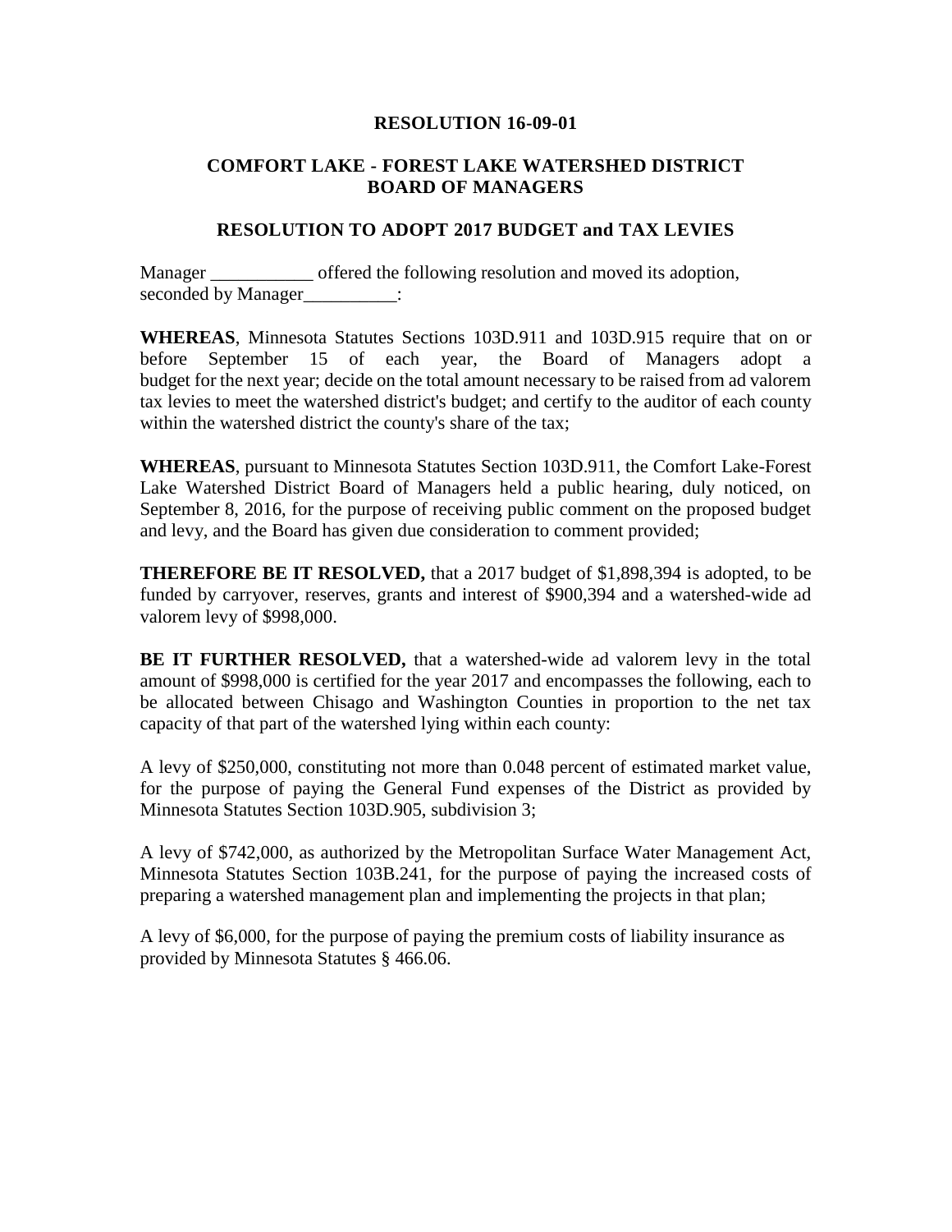**RESOLUTION 16-09-01**

**COMFORT LAKE - FOREST LAKE WATERSHED DISTRICT BOARD OF MANAGERS**

**RESOLUTION TO ADOPT 2017 BUDGET and TAX LEVIES**

Manager ___________ offered the following resolution and moved its adoption, seconded by Manager__________:

**WHEREAS**, Minnesota Statutes Sections 103D.911 and 103D.915 require that on or before September 15 of each year, the Board of Managers adopt a budget for the next year; decide on the total amount necessary to be raised from ad valorem tax levies to meet the watershed district's budget; and certify to the auditor of each county within the watershed district the county's share of the tax;

**WHEREAS**, pursuant to Minnesota Statutes Section 103D.911, the Comfort Lake-Forest Lake Watershed District Board of Managers held a public hearing, duly noticed, on September 8, 2016, for the purpose of receiving public comment on the proposed budget and levy, and the Board has given due consideration to comment provided;

**THEREFORE BE IT RESOLVED,** that a 2017 budget of $1,898,394 is adopted, to be funded by carryover, reserves, grants and interest of $900,394 and a watershed-wide ad valorem levy of $998,000.

**BE IT FURTHER RESOLVED,** that a watershed-wide ad valorem levy in the total amount of $998,000 is certified for the year 2017 and encompasses the following, each to be allocated between Chisago and Washington Counties in proportion to the net tax capacity of that part of the watershed lying within each county:

A levy of $250,000, constituting not more than 0.048 percent of estimated market value, for the purpose of paying the General Fund expenses of the District as provided by Minnesota Statutes Section 103D.905, subdivision 3;

A levy of $742,000, as authorized by the Metropolitan Surface Water Management Act, Minnesota Statutes Section 103B.241, for the purpose of paying the increased costs of preparing a watershed management plan and implementing the projects in that plan;

A levy of $6,000, for the purpose of paying the premium costs of liability insurance as provided by Minnesota Statutes § 466.06.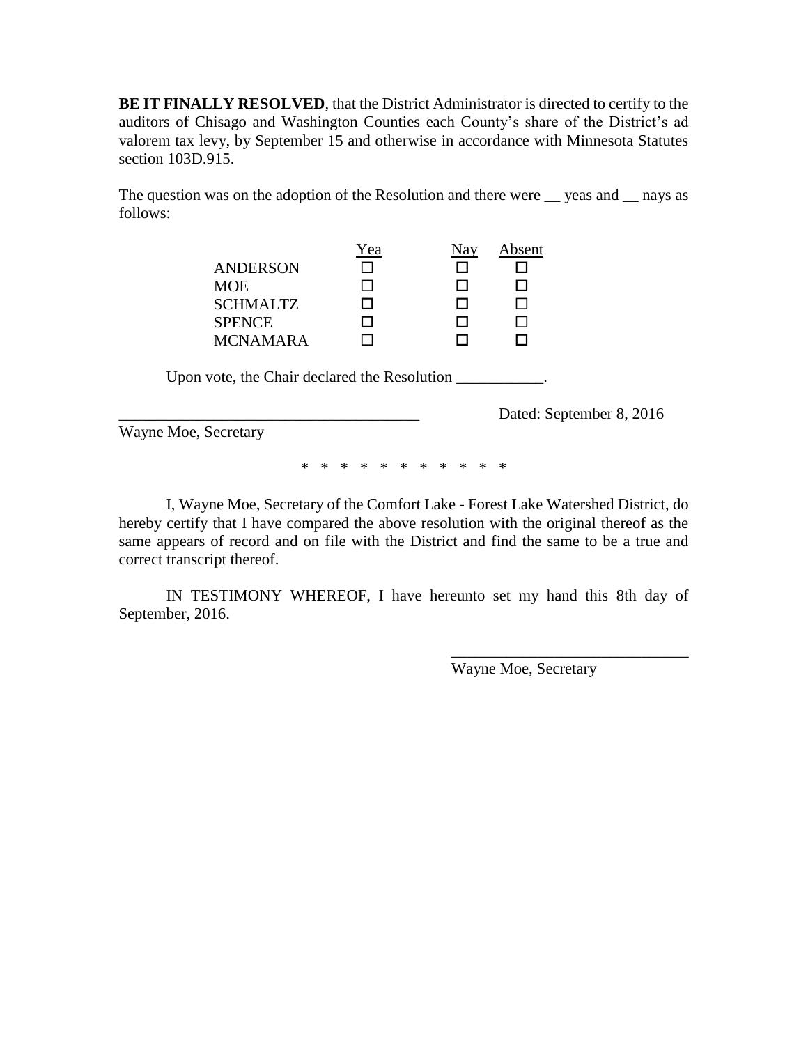**BE IT FINALLY RESOLVED**, that the District Administrator is directed to certify to the auditors of Chisago and Washington Counties each County's share of the District's ad valorem tax levy, by September 15 and otherwise in accordance with Minnesota Statutes section 103D.915.

The question was on the adoption of the Resolution and there were __ yeas and __ nays as follows:

| | Yea | Nay | Absent |
|---|---|---|---|
| ANDERSON | ☐ | ☐ | ☐ |
| MOE | ☐ | ☐ | ☐ |
| SCHMALTZ | ☐ | ☐ | ☐ |
| SPENCE | ☐ | ☐ | ☐ |
| MCNAMARA | ☐ | ☐ | ☐ |

Upon vote, the Chair declared the Resolution ___________.

______________________________________ Dated: September 8, 2016

Wayne Moe, Secretary

\* \* \* \* \* \* \* \* \* \* \*

I, Wayne Moe, Secretary of the Comfort Lake - Forest Lake Watershed District, do hereby certify that I have compared the above resolution with the original thereof as the same appears of record and on file with the District and find the same to be a true and correct transcript thereof.

IN TESTIMONY WHEREOF, I have hereunto set my hand this 8th day of September, 2016.

______________________________

Wayne Moe, Secretary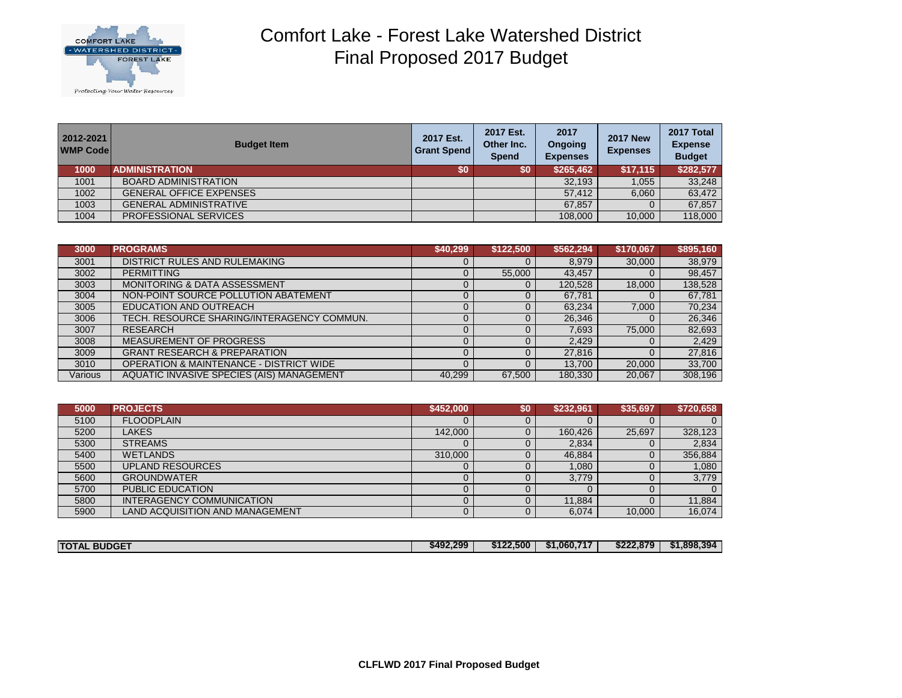# Comfort Lake - Forest Lake Watershed District
## Final Proposed 2017 Budget

| 2012-2021 WMP Code | Budget Item | 2017 Est. Grant Spend | 2017 Est. Other Inc. Spend | 2017 Ongoing Expenses | 2017 New Expenses | 2017 Total Expense Budget |
|---|---|---|---|---|---|---|
| **1000** | **ADMINISTRATION** | **$0** | **$0** | **$265,462** | **$17,115** | **$282,577** |
| 1001 | BOARD ADMINISTRATION | | | 32,193 | 1,055 | 33,248 |
| 1002 | GENERAL OFFICE EXPENSES | | | 57,412 | 6,060 | 63,472 |
| 1003 | GENERAL ADMINISTRATIVE | | | 67,857 | 0 | 67,857 |
| 1004 | PROFESSIONAL SERVICES | | | 108,000 | 10,000 | 118,000 |
| | | | | | | |
| **3000** | **PROGRAMS** | **$40,299** | **$122,500** | **$562,294** | **$170,067** | **$895,160** |
| 3001 | DISTRICT RULES AND RULEMAKING | 0 | 0 | 8,979 | 30,000 | 38,979 |
| 3002 | PERMITTING | 0 | 55,000 | 43,457 | 0 | 98,457 |
| 3003 | MONITORING & DATA ASSESSMENT | 0 | 0 | 120,528 | 18,000 | 138,528 |
| 3004 | NON-POINT SOURCE POLLUTION ABATEMENT | 0 | 0 | 67,781 | 0 | 67,781 |
| 3005 | EDUCATION AND OUTREACH | 0 | 0 | 63,234 | 7,000 | 70,234 |
| 3006 | TECH. RESOURCE SHARING/INTERAGENCY COMMUN. | 0 | 0 | 26,346 | 0 | 26,346 |
| 3007 | RESEARCH | 0 | 0 | 7,693 | 75,000 | 82,693 |
| 3008 | MEASUREMENT OF PROGRESS | 0 | 0 | 2,429 | 0 | 2,429 |
| 3009 | GRANT RESEARCH & PREPARATION | 0 | 0 | 27,816 | 0 | 27,816 |
| 3010 | OPERATION & MAINTENANCE - DISTRICT WIDE | 0 | 0 | 13,700 | 20,000 | 33,700 |
| Various | AQUATIC INVASIVE SPECIES (AIS) MANAGEMENT | 40,299 | 67,500 | 180,330 | 20,067 | 308,196 |
| | | | | | | |
| **5000** | **PROJECTS** | **$452,000** | **$0** | **$232,961** | **$35,697** | **$720,658** |
| 5100 | FLOODPLAIN | 0 | 0 | 0 | 0 | 0 |
| 5200 | LAKES | 142,000 | 0 | 160,426 | 25,697 | 328,123 |
| 5300 | STREAMS | 0 | 0 | 2,834 | 0 | 2,834 |
| 5400 | WETLANDS | 310,000 | 0 | 46,884 | 0 | 356,884 |
| 5500 | UPLAND RESOURCES | 0 | 0 | 1,080 | 0 | 1,080 |
| 5600 | GROUNDWATER | 0 | 0 | 3,779 | 0 | 3,779 |
| 5700 | PUBLIC EDUCATION | 0 | 0 | 0 | 0 | 0 |
| 5800 | INTERAGENCY COMMUNICATION | 0 | 0 | 11,884 | 0 | 11,884 |
| 5900 | LAND ACQUISITION AND MANAGEMENT | 0 | 0 | 6,074 | 10,000 | 16,074 |
| | | | | | | |
| **TOTAL BUDGET** | | **$492,299** | **$122,500** | **$1,060,717** | **$222,879** | **$1,898,394** |

**CLFLWD 2017 Final Proposed Budget**